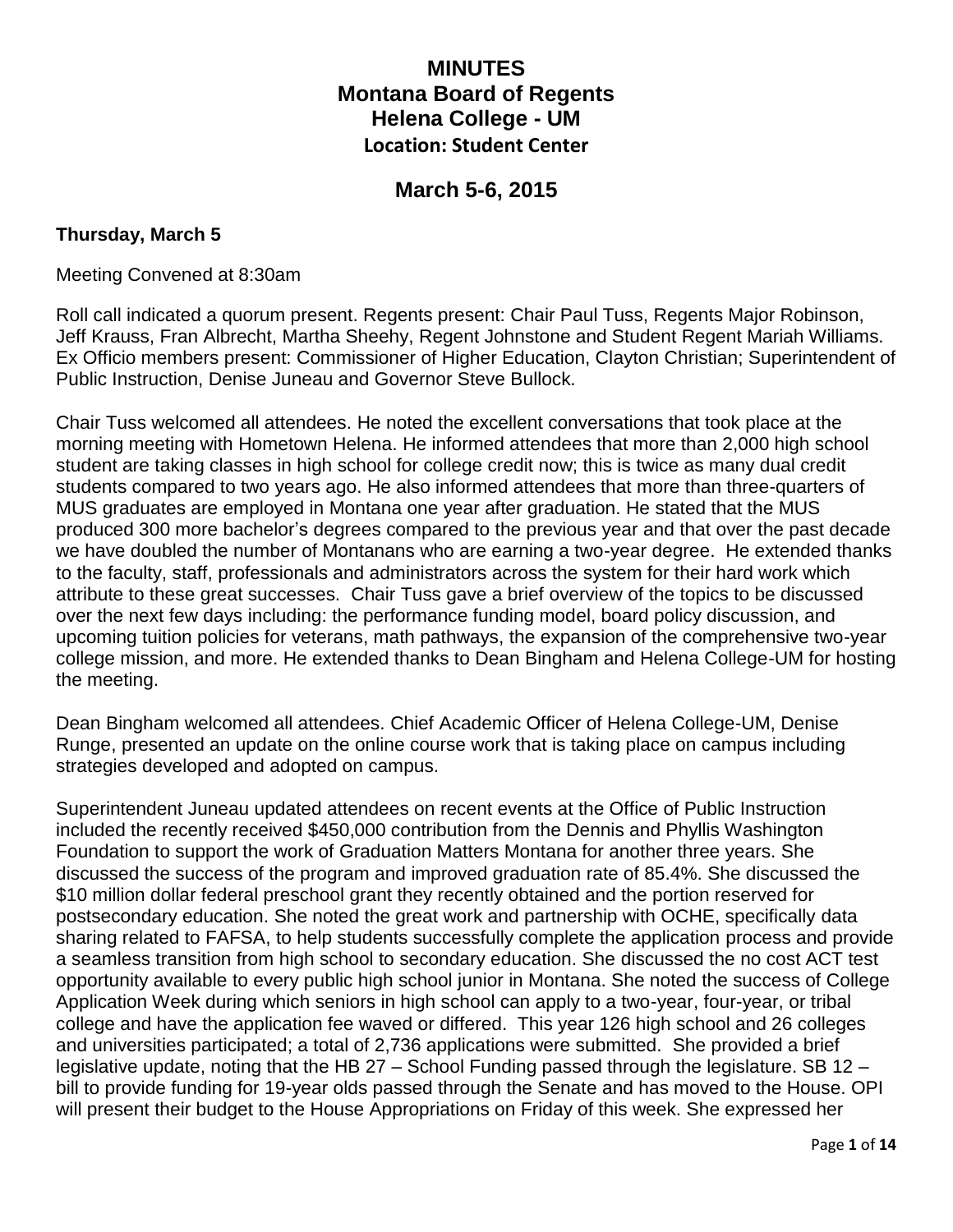# MINUTES
# Montana Board of Regents
# Helena College - UM
### Location: Student Center

## March 5-6, 2015

**Thursday, March 5**

Meeting Convened at 8:30am

Roll call indicated a quorum present. Regents present: Chair Paul Tuss, Regents Major Robinson, Jeff Krauss, Fran Albrecht, Martha Sheehy, Regent Johnstone and Student Regent Mariah Williams. Ex Officio members present: Commissioner of Higher Education, Clayton Christian; Superintendent of Public Instruction, Denise Juneau and Governor Steve Bullock.

Chair Tuss welcomed all attendees. He noted the excellent conversations that took place at the morning meeting with Hometown Helena. He informed attendees that more than 2,000 high school student are taking classes in high school for college credit now; this is twice as many dual credit students compared to two years ago. He also informed attendees that more than three-quarters of MUS graduates are employed in Montana one year after graduation. He stated that the MUS produced 300 more bachelor's degrees compared to the previous year and that over the past decade we have doubled the number of Montanans who are earning a two-year degree. He extended thanks to the faculty, staff, professionals and administrators across the system for their hard work which attribute to these great successes. Chair Tuss gave a brief overview of the topics to be discussed over the next few days including: the performance funding model, board policy discussion, and upcoming tuition policies for veterans, math pathways, the expansion of the comprehensive two-year college mission, and more. He extended thanks to Dean Bingham and Helena College-UM for hosting the meeting.

Dean Bingham welcomed all attendees. Chief Academic Officer of Helena College-UM, Denise Runge, presented an update on the online course work that is taking place on campus including strategies developed and adopted on campus.

Superintendent Juneau updated attendees on recent events at the Office of Public Instruction included the recently received $450,000 contribution from the Dennis and Phyllis Washington Foundation to support the work of Graduation Matters Montana for another three years. She discussed the success of the program and improved graduation rate of 85.4%. She discussed the $10 million dollar federal preschool grant they recently obtained and the portion reserved for postsecondary education. She noted the great work and partnership with OCHE, specifically data sharing related to FAFSA, to help students successfully complete the application process and provide a seamless transition from high school to secondary education. She discussed the no cost ACT test opportunity available to every public high school junior in Montana. She noted the success of College Application Week during which seniors in high school can apply to a two-year, four-year, or tribal college and have the application fee waved or differed. This year 126 high school and 26 colleges and universities participated; a total of 2,736 applications were submitted. She provided a brief legislative update, noting that the HB 27 – School Funding passed through the legislature. SB 12 – bill to provide funding for 19-year olds passed through the Senate and has moved to the House. OPI will present their budget to the House Appropriations on Friday of this week. She expressed her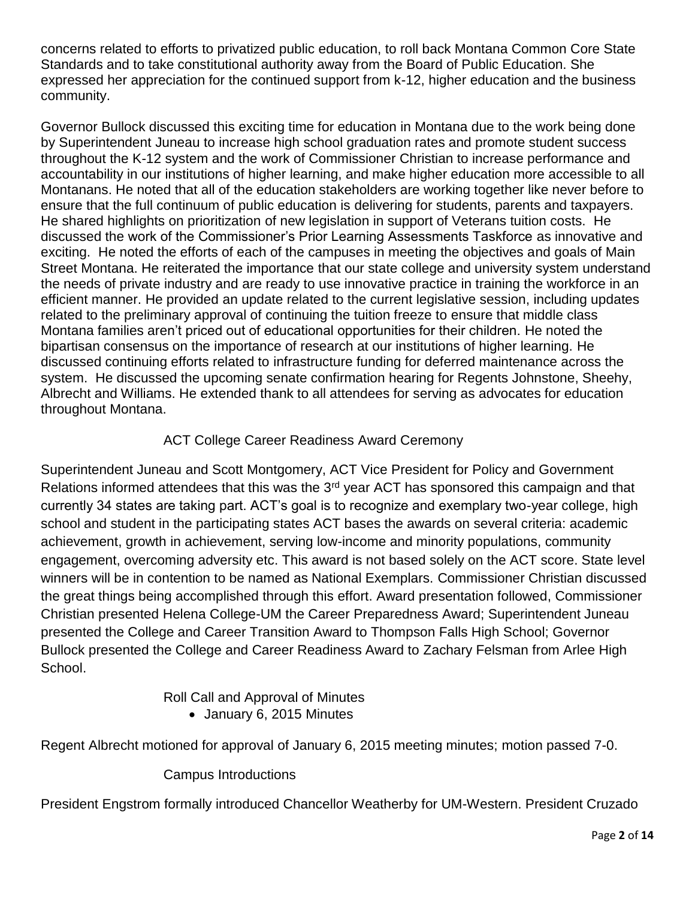concerns related to efforts to privatized public education, to roll back Montana Common Core State Standards and to take constitutional authority away from the Board of Public Education. She expressed her appreciation for the continued support from k-12, higher education and the business community.

Governor Bullock discussed this exciting time for education in Montana due to the work being done by Superintendent Juneau to increase high school graduation rates and promote student success throughout the K-12 system and the work of Commissioner Christian to increase performance and accountability in our institutions of higher learning, and make higher education more accessible to all Montanans. He noted that all of the education stakeholders are working together like never before to ensure that the full continuum of public education is delivering for students, parents and taxpayers. He shared highlights on prioritization of new legislation in support of Veterans tuition costs. He discussed the work of the Commissioner's Prior Learning Assessments Taskforce as innovative and exciting. He noted the efforts of each of the campuses in meeting the objectives and goals of Main Street Montana. He reiterated the importance that our state college and university system understand the needs of private industry and are ready to use innovative practice in training the workforce in an efficient manner. He provided an update related to the current legislative session, including updates related to the preliminary approval of continuing the tuition freeze to ensure that middle class Montana families aren't priced out of educational opportunities for their children. He noted the bipartisan consensus on the importance of research at our institutions of higher learning. He discussed continuing efforts related to infrastructure funding for deferred maintenance across the system. He discussed the upcoming senate confirmation hearing for Regents Johnstone, Sheehy, Albrecht and Williams. He extended thank to all attendees for serving as advocates for education throughout Montana.

ACT College Career Readiness Award Ceremony

Superintendent Juneau and Scott Montgomery, ACT Vice President for Policy and Government Relations informed attendees that this was the 3rd year ACT has sponsored this campaign and that currently 34 states are taking part. ACT's goal is to recognize and exemplary two-year college, high school and student in the participating states ACT bases the awards on several criteria: academic achievement, growth in achievement, serving low-income and minority populations, community engagement, overcoming adversity etc. This award is not based solely on the ACT score. State level winners will be in contention to be named as National Exemplars. Commissioner Christian discussed the great things being accomplished through this effort. Award presentation followed, Commissioner Christian presented Helena College-UM the Career Preparedness Award; Superintendent Juneau presented the College and Career Transition Award to Thompson Falls High School; Governor Bullock presented the College and Career Readiness Award to Zachary Felsman from Arlee High School.

Roll Call and Approval of Minutes

- January 6, 2015 Minutes

Regent Albrecht motioned for approval of January 6, 2015 meeting minutes; motion passed 7-0.

Campus Introductions

President Engstrom formally introduced Chancellor Weatherby for UM-Western. President Cruzado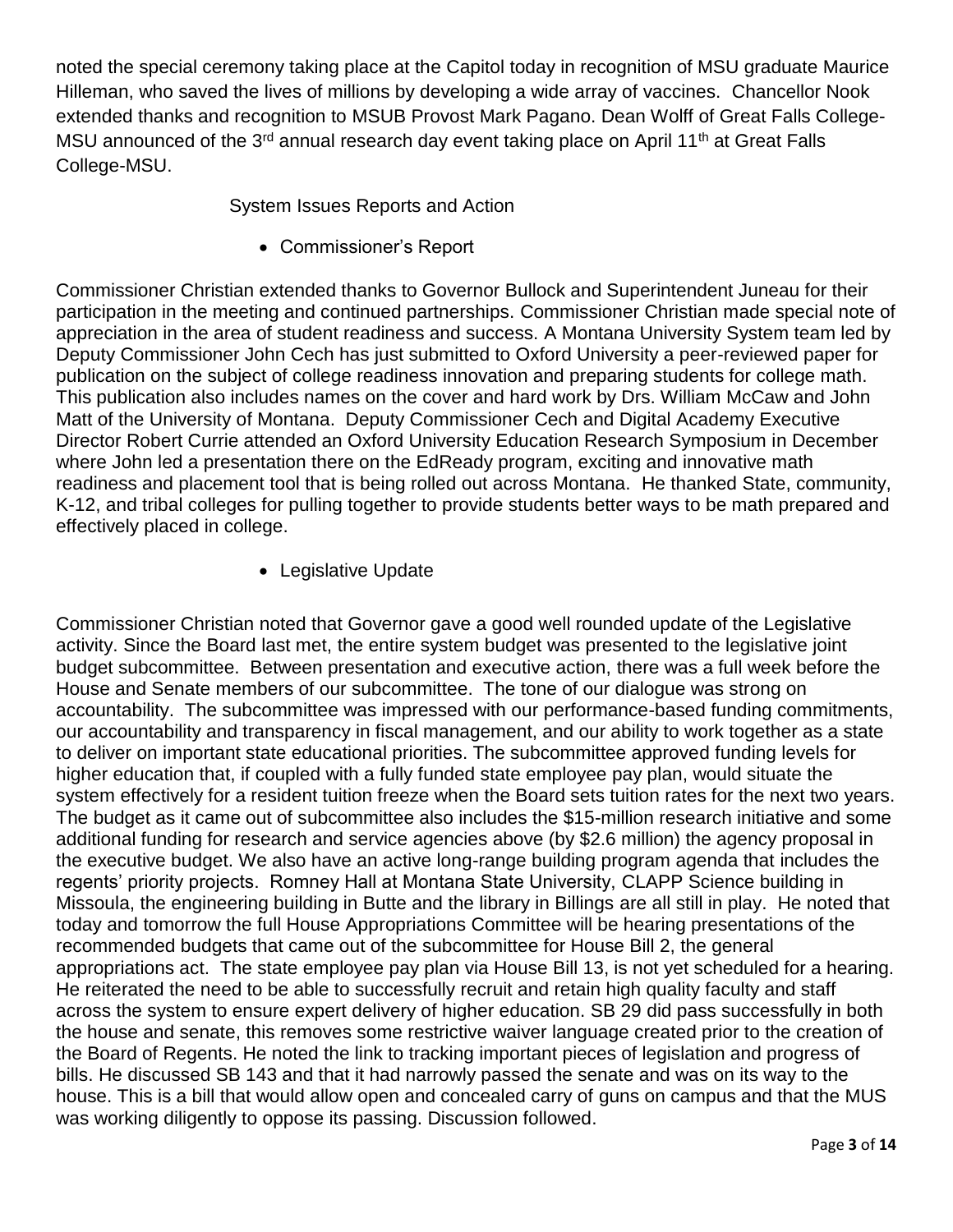noted the special ceremony taking place at the Capitol today in recognition of MSU graduate Maurice Hilleman, who saved the lives of millions by developing a wide array of vaccines. Chancellor Nook extended thanks and recognition to MSUB Provost Mark Pagano. Dean Wolff of Great Falls College-MSU announced of the 3rd annual research day event taking place on April 11th at Great Falls College-MSU.

System Issues Reports and Action

- Commissioner's Report

Commissioner Christian extended thanks to Governor Bullock and Superintendent Juneau for their participation in the meeting and continued partnerships. Commissioner Christian made special note of appreciation in the area of student readiness and success. A Montana University System team led by Deputy Commissioner John Cech has just submitted to Oxford University a peer-reviewed paper for publication on the subject of college readiness innovation and preparing students for college math. This publication also includes names on the cover and hard work by Drs. William McCaw and John Matt of the University of Montana. Deputy Commissioner Cech and Digital Academy Executive Director Robert Currie attended an Oxford University Education Research Symposium in December where John led a presentation there on the EdReady program, exciting and innovative math readiness and placement tool that is being rolled out across Montana. He thanked State, community, K-12, and tribal colleges for pulling together to provide students better ways to be math prepared and effectively placed in college.

- Legislative Update

Commissioner Christian noted that Governor gave a good well rounded update of the Legislative activity. Since the Board last met, the entire system budget was presented to the legislative joint budget subcommittee. Between presentation and executive action, there was a full week before the House and Senate members of our subcommittee. The tone of our dialogue was strong on accountability. The subcommittee was impressed with our performance-based funding commitments, our accountability and transparency in fiscal management, and our ability to work together as a state to deliver on important state educational priorities. The subcommittee approved funding levels for higher education that, if coupled with a fully funded state employee pay plan, would situate the system effectively for a resident tuition freeze when the Board sets tuition rates for the next two years. The budget as it came out of subcommittee also includes the $15-million research initiative and some additional funding for research and service agencies above (by $2.6 million) the agency proposal in the executive budget. We also have an active long-range building program agenda that includes the regents' priority projects. Romney Hall at Montana State University, CLAPP Science building in Missoula, the engineering building in Butte and the library in Billings are all still in play. He noted that today and tomorrow the full House Appropriations Committee will be hearing presentations of the recommended budgets that came out of the subcommittee for House Bill 2, the general appropriations act. The state employee pay plan via House Bill 13, is not yet scheduled for a hearing. He reiterated the need to be able to successfully recruit and retain high quality faculty and staff across the system to ensure expert delivery of higher education. SB 29 did pass successfully in both the house and senate, this removes some restrictive waiver language created prior to the creation of the Board of Regents. He noted the link to tracking important pieces of legislation and progress of bills. He discussed SB 143 and that it had narrowly passed the senate and was on its way to the house. This is a bill that would allow open and concealed carry of guns on campus and that the MUS was working diligently to oppose its passing. Discussion followed.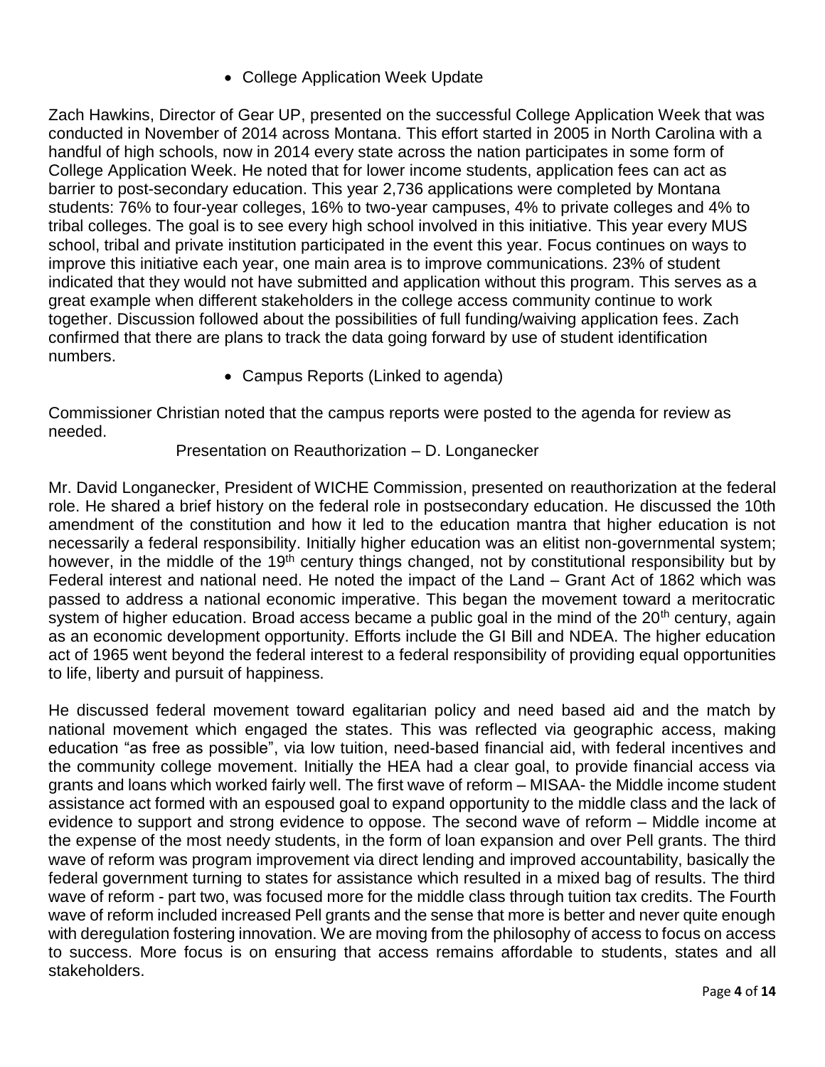- College Application Week Update

Zach Hawkins, Director of Gear UP, presented on the successful College Application Week that was conducted in November of 2014 across Montana. This effort started in 2005 in North Carolina with a handful of high schools, now in 2014 every state across the nation participates in some form of College Application Week. He noted that for lower income students, application fees can act as barrier to post-secondary education. This year 2,736 applications were completed by Montana students: 76% to four-year colleges, 16% to two-year campuses, 4% to private colleges and 4% to tribal colleges. The goal is to see every high school involved in this initiative. This year every MUS school, tribal and private institution participated in the event this year. Focus continues on ways to improve this initiative each year, one main area is to improve communications. 23% of student indicated that they would not have submitted and application without this program. This serves as a great example when different stakeholders in the college access community continue to work together. Discussion followed about the possibilities of full funding/waiving application fees. Zach confirmed that there are plans to track the data going forward by use of student identification numbers.

- Campus Reports (Linked to agenda)

Commissioner Christian noted that the campus reports were posted to the agenda for review as needed.

Presentation on Reauthorization – D. Longanecker

Mr. David Longanecker, President of WICHE Commission, presented on reauthorization at the federal role. He shared a brief history on the federal role in postsecondary education. He discussed the 10th amendment of the constitution and how it led to the education mantra that higher education is not necessarily a federal responsibility. Initially higher education was an elitist non-governmental system; however, in the middle of the 19th century things changed, not by constitutional responsibility but by Federal interest and national need. He noted the impact of the Land – Grant Act of 1862 which was passed to address a national economic imperative. This began the movement toward a meritocratic system of higher education. Broad access became a public goal in the mind of the 20th century, again as an economic development opportunity. Efforts include the GI Bill and NDEA. The higher education act of 1965 went beyond the federal interest to a federal responsibility of providing equal opportunities to life, liberty and pursuit of happiness.

He discussed federal movement toward egalitarian policy and need based aid and the match by national movement which engaged the states. This was reflected via geographic access, making education "as free as possible", via low tuition, need-based financial aid, with federal incentives and the community college movement. Initially the HEA had a clear goal, to provide financial access via grants and loans which worked fairly well. The first wave of reform – MISAA- the Middle income student assistance act formed with an espoused goal to expand opportunity to the middle class and the lack of evidence to support and strong evidence to oppose. The second wave of reform – Middle income at the expense of the most needy students, in the form of loan expansion and over Pell grants. The third wave of reform was program improvement via direct lending and improved accountability, basically the federal government turning to states for assistance which resulted in a mixed bag of results. The third wave of reform - part two, was focused more for the middle class through tuition tax credits. The Fourth wave of reform included increased Pell grants and the sense that more is better and never quite enough with deregulation fostering innovation. We are moving from the philosophy of access to focus on access to success. More focus is on ensuring that access remains affordable to students, states and all stakeholders.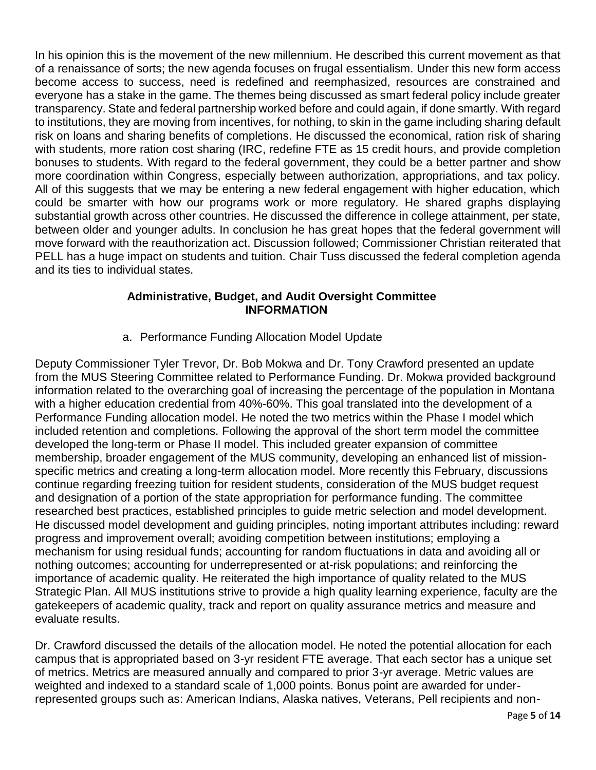In his opinion this is the movement of the new millennium. He described this current movement as that of a renaissance of sorts; the new agenda focuses on frugal essentialism. Under this new form access become access to success, need is redefined and reemphasized, resources are constrained and everyone has a stake in the game. The themes being discussed as smart federal policy include greater transparency. State and federal partnership worked before and could again, if done smartly. With regard to institutions, they are moving from incentives, for nothing, to skin in the game including sharing default risk on loans and sharing benefits of completions. He discussed the economical, ration risk of sharing with students, more ration cost sharing (IRC, redefine FTE as 15 credit hours, and provide completion bonuses to students. With regard to the federal government, they could be a better partner and show more coordination within Congress, especially between authorization, appropriations, and tax policy. All of this suggests that we may be entering a new federal engagement with higher education, which could be smarter with how our programs work or more regulatory. He shared graphs displaying substantial growth across other countries. He discussed the difference in college attainment, per state, between older and younger adults. In conclusion he has great hopes that the federal government will move forward with the reauthorization act. Discussion followed; Commissioner Christian reiterated that PELL has a huge impact on students and tuition. Chair Tuss discussed the federal completion agenda and its ties to individual states.

**Administrative, Budget, and Audit Oversight Committee**
**INFORMATION**

a. Performance Funding Allocation Model Update

Deputy Commissioner Tyler Trevor, Dr. Bob Mokwa and Dr. Tony Crawford presented an update from the MUS Steering Committee related to Performance Funding. Dr. Mokwa provided background information related to the overarching goal of increasing the percentage of the population in Montana with a higher education credential from 40%-60%. This goal translated into the development of a Performance Funding allocation model. He noted the two metrics within the Phase I model which included retention and completions. Following the approval of the short term model the committee developed the long-term or Phase II model. This included greater expansion of committee membership, broader engagement of the MUS community, developing an enhanced list of mission-specific metrics and creating a long-term allocation model. More recently this February, discussions continue regarding freezing tuition for resident students, consideration of the MUS budget request and designation of a portion of the state appropriation for performance funding. The committee researched best practices, established principles to guide metric selection and model development. He discussed model development and guiding principles, noting important attributes including: reward progress and improvement overall; avoiding competition between institutions; employing a mechanism for using residual funds; accounting for random fluctuations in data and avoiding all or nothing outcomes; accounting for underrepresented or at-risk populations; and reinforcing the importance of academic quality. He reiterated the high importance of quality related to the MUS Strategic Plan. All MUS institutions strive to provide a high quality learning experience, faculty are the gatekeepers of academic quality, track and report on quality assurance metrics and measure and evaluate results.

Dr. Crawford discussed the details of the allocation model. He noted the potential allocation for each campus that is appropriated based on 3-yr resident FTE average. That each sector has a unique set of metrics. Metrics are measured annually and compared to prior 3-yr average. Metric values are weighted and indexed to a standard scale of 1,000 points. Bonus point are awarded for under-represented groups such as: American Indians, Alaska natives, Veterans, Pell recipients and non-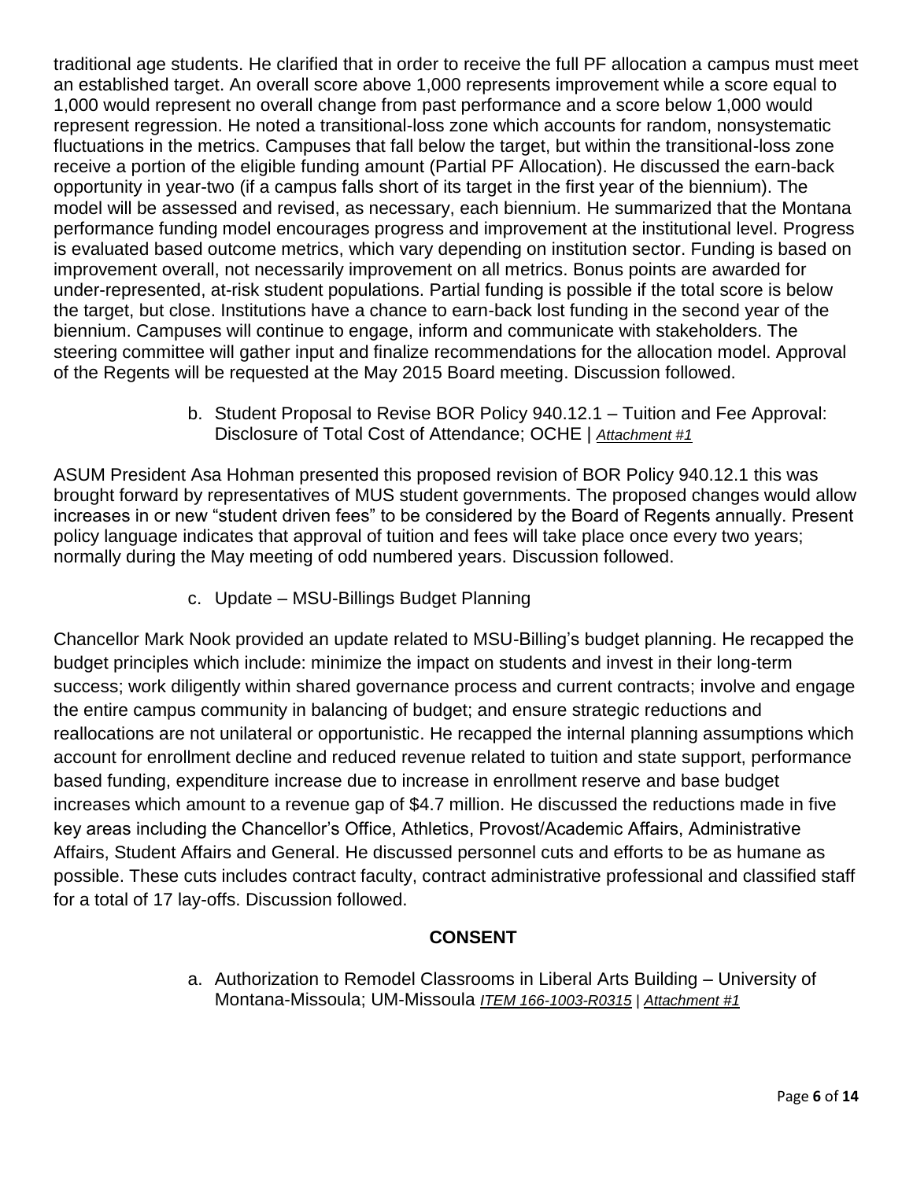traditional age students. He clarified that in order to receive the full PF allocation a campus must meet an established target. An overall score above 1,000 represents improvement while a score equal to 1,000 would represent no overall change from past performance and a score below 1,000 would represent regression. He noted a transitional-loss zone which accounts for random, nonsystematic fluctuations in the metrics. Campuses that fall below the target, but within the transitional-loss zone receive a portion of the eligible funding amount (Partial PF Allocation). He discussed the earn-back opportunity in year-two (if a campus falls short of its target in the first year of the biennium). The model will be assessed and revised, as necessary, each biennium. He summarized that the Montana performance funding model encourages progress and improvement at the institutional level. Progress is evaluated based outcome metrics, which vary depending on institution sector. Funding is based on improvement overall, not necessarily improvement on all metrics. Bonus points are awarded for under-represented, at-risk student populations. Partial funding is possible if the total score is below the target, but close. Institutions have a chance to earn-back lost funding in the second year of the biennium. Campuses will continue to engage, inform and communicate with stakeholders. The steering committee will gather input and finalize recommendations for the allocation model. Approval of the Regents will be requested at the May 2015 Board meeting. Discussion followed.

b. Student Proposal to Revise BOR Policy 940.12.1 – Tuition and Fee Approval: Disclosure of Total Cost of Attendance; OCHE | *Attachment #1*

ASUM President Asa Hohman presented this proposed revision of BOR Policy 940.12.1 this was brought forward by representatives of MUS student governments. The proposed changes would allow increases in or new "student driven fees" to be considered by the Board of Regents annually. Present policy language indicates that approval of tuition and fees will take place once every two years; normally during the May meeting of odd numbered years. Discussion followed.

c. Update – MSU-Billings Budget Planning

Chancellor Mark Nook provided an update related to MSU-Billing's budget planning. He recapped the budget principles which include: minimize the impact on students and invest in their long-term success; work diligently within shared governance process and current contracts; involve and engage the entire campus community in balancing of budget; and ensure strategic reductions and reallocations are not unilateral or opportunistic. He recapped the internal planning assumptions which account for enrollment decline and reduced revenue related to tuition and state support, performance based funding, expenditure increase due to increase in enrollment reserve and base budget increases which amount to a revenue gap of $4.7 million. He discussed the reductions made in five key areas including the Chancellor's Office, Athletics, Provost/Academic Affairs, Administrative Affairs, Student Affairs and General. He discussed personnel cuts and efforts to be as humane as possible. These cuts includes contract faculty, contract administrative professional and classified staff for a total of 17 lay-offs. Discussion followed.

## CONSENT

a. Authorization to Remodel Classrooms in Liberal Arts Building – University of Montana-Missoula; UM-Missoula *ITEM 166-1003-R0315* | *Attachment #1*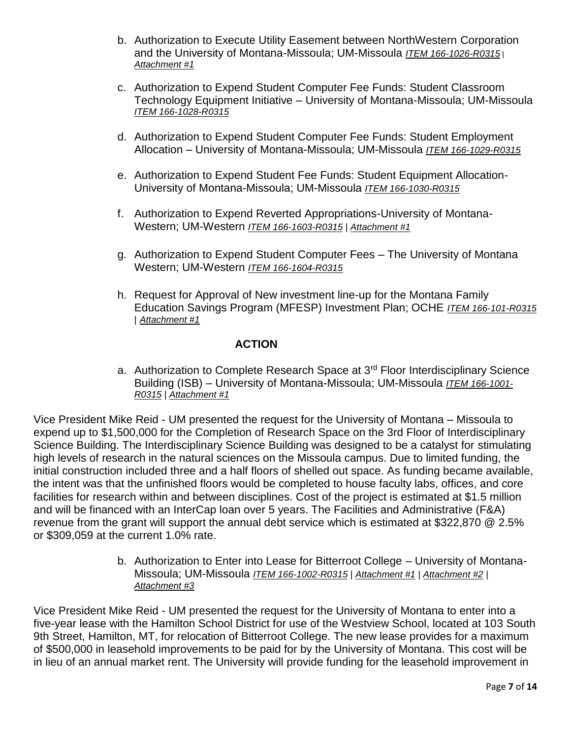b. Authorization to Execute Utility Easement between NorthWestern Corporation and the University of Montana-Missoula; UM-Missoula *ITEM 166-1026-R0315* | *Attachment #1*

c. Authorization to Expend Student Computer Fee Funds: Student Classroom Technology Equipment Initiative – University of Montana-Missoula; UM-Missoula *ITEM 166-1028-R0315*

d. Authorization to Expend Student Computer Fee Funds: Student Employment Allocation – University of Montana-Missoula; UM-Missoula *ITEM 166-1029-R0315*

e. Authorization to Expend Student Fee Funds: Student Equipment Allocation- University of Montana-Missoula; UM-Missoula *ITEM 166-1030-R0315*

f. Authorization to Expend Reverted Appropriations-University of Montana-Western; UM-Western *ITEM 166-1603-R0315* | *Attachment #1*

g. Authorization to Expend Student Computer Fees – The University of Montana Western; UM-Western *ITEM 166-1604-R0315*

h. Request for Approval of New investment line-up for the Montana Family Education Savings Program (MFESP) Investment Plan; OCHE *ITEM 166-101-R0315* | *Attachment #1*

## ACTION

a. Authorization to Complete Research Space at 3rd Floor Interdisciplinary Science Building (ISB) – University of Montana-Missoula; UM-Missoula *ITEM 166-1001-R0315* | *Attachment #1*

Vice President Mike Reid - UM presented the request for the University of Montana – Missoula to expend up to $1,500,000 for the Completion of Research Space on the 3rd Floor of Interdisciplinary Science Building. The Interdisciplinary Science Building was designed to be a catalyst for stimulating high levels of research in the natural sciences on the Missoula campus. Due to limited funding, the initial construction included three and a half floors of shelled out space. As funding became available, the intent was that the unfinished floors would be completed to house faculty labs, offices, and core facilities for research within and between disciplines. Cost of the project is estimated at $1.5 million and will be financed with an InterCap loan over 5 years. The Facilities and Administrative (F&A) revenue from the grant will support the annual debt service which is estimated at $322,870 @ 2.5% or $309,059 at the current 1.0% rate.

b. Authorization to Enter into Lease for Bitterroot College – University of Montana-Missoula; UM-Missoula *ITEM 166-1002-R0315* | *Attachment #1* | *Attachment #2* | *Attachment #3*

Vice President Mike Reid - UM presented the request for the University of Montana to enter into a five-year lease with the Hamilton School District for use of the Westview School, located at 103 South 9th Street, Hamilton, MT, for relocation of Bitterroot College. The new lease provides for a maximum of $500,000 in leasehold improvements to be paid for by the University of Montana. This cost will be in lieu of an annual market rent. The University will provide funding for the leasehold improvement in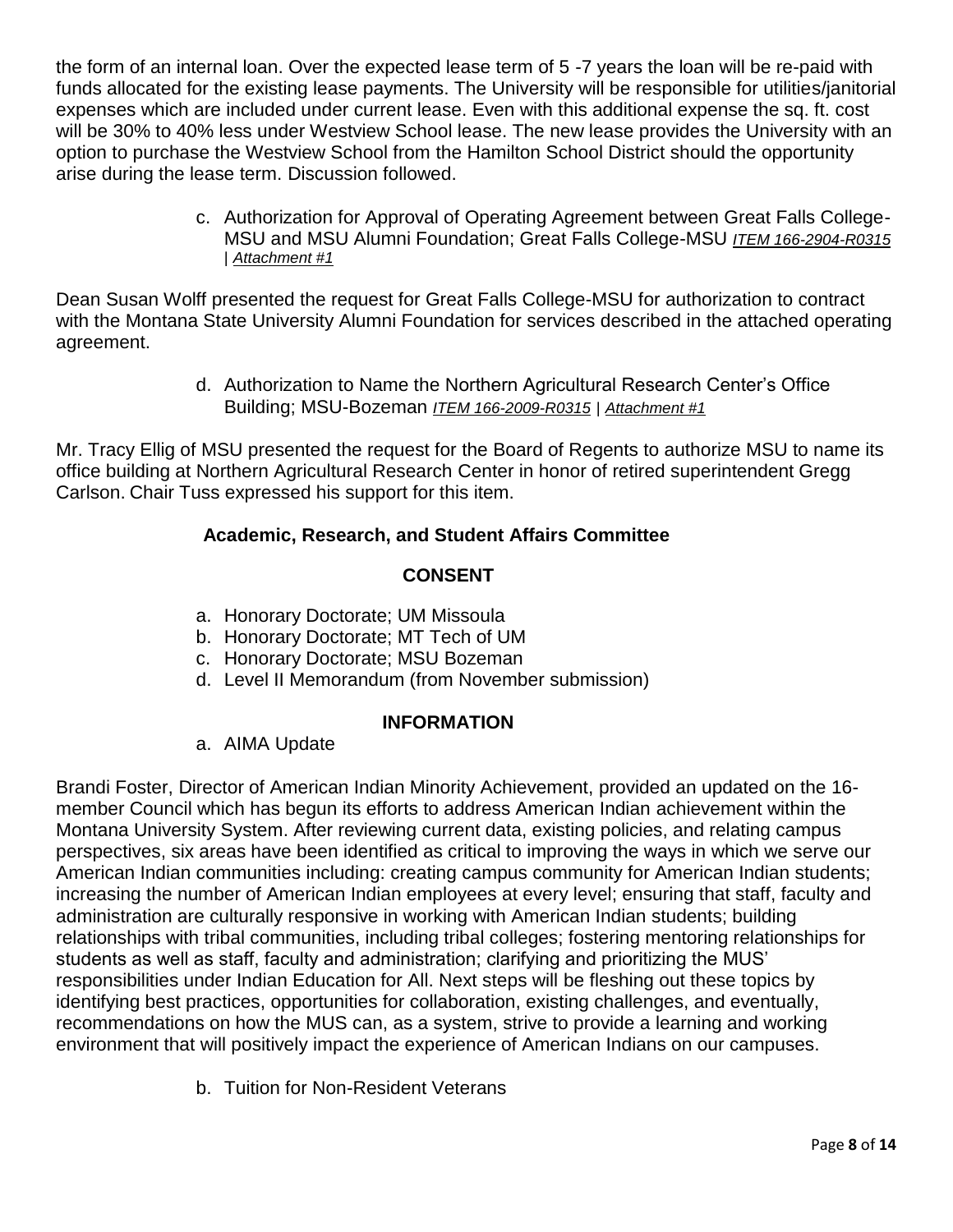the form of an internal loan. Over the expected lease term of 5 -7 years the loan will be re-paid with funds allocated for the existing lease payments. The University will be responsible for utilities/janitorial expenses which are included under current lease. Even with this additional expense the sq. ft. cost will be 30% to 40% less under Westview School lease. The new lease provides the University with an option to purchase the Westview School from the Hamilton School District should the opportunity arise during the lease term. Discussion followed.

c. Authorization for Approval of Operating Agreement between Great Falls College-MSU and MSU Alumni Foundation; Great Falls College-MSU *ITEM 166-2904-R0315* | *Attachment #1*

Dean Susan Wolff presented the request for Great Falls College-MSU for authorization to contract with the Montana State University Alumni Foundation for services described in the attached operating agreement.

d. Authorization to Name the Northern Agricultural Research Center's Office Building; MSU-Bozeman *ITEM 166-2009-R0315* | *Attachment #1*

Mr. Tracy Ellig of MSU presented the request for the Board of Regents to authorize MSU to name its office building at Northern Agricultural Research Center in honor of retired superintendent Gregg Carlson. Chair Tuss expressed his support for this item.

## Academic, Research, and Student Affairs Committee

### CONSENT

a. Honorary Doctorate; UM Missoula
b. Honorary Doctorate; MT Tech of UM
c. Honorary Doctorate; MSU Bozeman
d. Level II Memorandum (from November submission)

### INFORMATION

a. AIMA Update

Brandi Foster, Director of American Indian Minority Achievement, provided an updated on the 16-member Council which has begun its efforts to address American Indian achievement within the Montana University System. After reviewing current data, existing policies, and relating campus perspectives, six areas have been identified as critical to improving the ways in which we serve our American Indian communities including: creating campus community for American Indian students; increasing the number of American Indian employees at every level; ensuring that staff, faculty and administration are culturally responsive in working with American Indian students; building relationships with tribal communities, including tribal colleges; fostering mentoring relationships for students as well as staff, faculty and administration; clarifying and prioritizing the MUS' responsibilities under Indian Education for All. Next steps will be fleshing out these topics by identifying best practices, opportunities for collaboration, existing challenges, and eventually, recommendations on how the MUS can, as a system, strive to provide a learning and working environment that will positively impact the experience of American Indians on our campuses.

b. Tuition for Non-Resident Veterans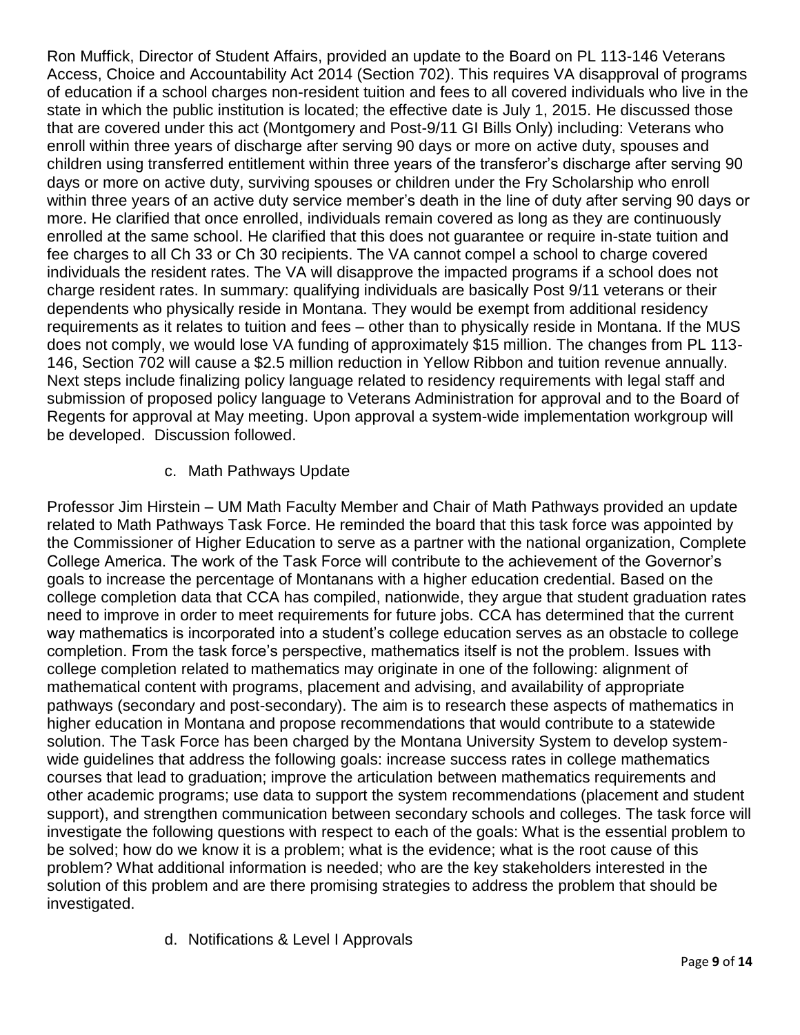Ron Muffick, Director of Student Affairs, provided an update to the Board on PL 113-146 Veterans Access, Choice and Accountability Act 2014 (Section 702). This requires VA disapproval of programs of education if a school charges non-resident tuition and fees to all covered individuals who live in the state in which the public institution is located; the effective date is July 1, 2015. He discussed those that are covered under this act (Montgomery and Post-9/11 GI Bills Only) including: Veterans who enroll within three years of discharge after serving 90 days or more on active duty, spouses and children using transferred entitlement within three years of the transferor's discharge after serving 90 days or more on active duty, surviving spouses or children under the Fry Scholarship who enroll within three years of an active duty service member's death in the line of duty after serving 90 days or more. He clarified that once enrolled, individuals remain covered as long as they are continuously enrolled at the same school. He clarified that this does not guarantee or require in-state tuition and fee charges to all Ch 33 or Ch 30 recipients. The VA cannot compel a school to charge covered individuals the resident rates. The VA will disapprove the impacted programs if a school does not charge resident rates. In summary: qualifying individuals are basically Post 9/11 veterans or their dependents who physically reside in Montana. They would be exempt from additional residency requirements as it relates to tuition and fees – other than to physically reside in Montana. If the MUS does not comply, we would lose VA funding of approximately $15 million. The changes from PL 113-146, Section 702 will cause a $2.5 million reduction in Yellow Ribbon and tuition revenue annually. Next steps include finalizing policy language related to residency requirements with legal staff and submission of proposed policy language to Veterans Administration for approval and to the Board of Regents for approval at May meeting. Upon approval a system-wide implementation workgroup will be developed. Discussion followed.

c. Math Pathways Update

Professor Jim Hirstein – UM Math Faculty Member and Chair of Math Pathways provided an update related to Math Pathways Task Force. He reminded the board that this task force was appointed by the Commissioner of Higher Education to serve as a partner with the national organization, Complete College America. The work of the Task Force will contribute to the achievement of the Governor's goals to increase the percentage of Montanans with a higher education credential. Based on the college completion data that CCA has compiled, nationwide, they argue that student graduation rates need to improve in order to meet requirements for future jobs. CCA has determined that the current way mathematics is incorporated into a student's college education serves as an obstacle to college completion. From the task force's perspective, mathematics itself is not the problem. Issues with college completion related to mathematics may originate in one of the following: alignment of mathematical content with programs, placement and advising, and availability of appropriate pathways (secondary and post-secondary). The aim is to research these aspects of mathematics in higher education in Montana and propose recommendations that would contribute to a statewide solution. The Task Force has been charged by the Montana University System to develop system-wide guidelines that address the following goals: increase success rates in college mathematics courses that lead to graduation; improve the articulation between mathematics requirements and other academic programs; use data to support the system recommendations (placement and student support), and strengthen communication between secondary schools and colleges. The task force will investigate the following questions with respect to each of the goals: What is the essential problem to be solved; how do we know it is a problem; what is the evidence; what is the root cause of this problem? What additional information is needed; who are the key stakeholders interested in the solution of this problem and are there promising strategies to address the problem that should be investigated.

d. Notifications & Level I Approvals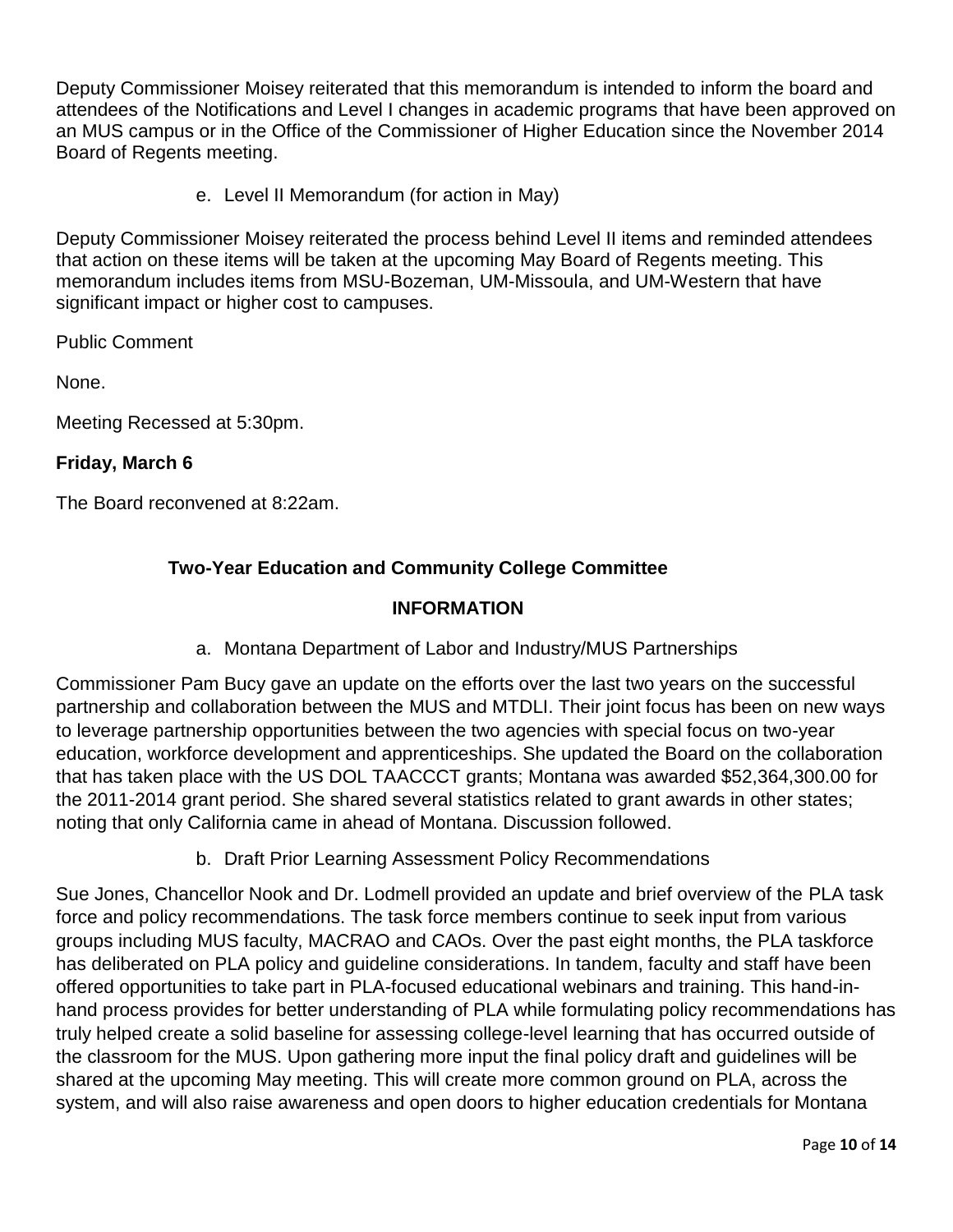Deputy Commissioner Moisey reiterated that this memorandum is intended to inform the board and attendees of the Notifications and Level I changes in academic programs that have been approved on an MUS campus or in the Office of the Commissioner of Higher Education since the November 2014 Board of Regents meeting.

e. Level II Memorandum (for action in May)

Deputy Commissioner Moisey reiterated the process behind Level II items and reminded attendees that action on these items will be taken at the upcoming May Board of Regents meeting. This memorandum includes items from MSU-Bozeman, UM-Missoula, and UM-Western that have significant impact or higher cost to campuses.

Public Comment

None.

Meeting Recessed at 5:30pm.

**Friday, March 6**

The Board reconvened at 8:22am.

### Two-Year Education and Community College Committee

#### INFORMATION

a. Montana Department of Labor and Industry/MUS Partnerships

Commissioner Pam Bucy gave an update on the efforts over the last two years on the successful partnership and collaboration between the MUS and MTDLI. Their joint focus has been on new ways to leverage partnership opportunities between the two agencies with special focus on two-year education, workforce development and apprenticeships. She updated the Board on the collaboration that has taken place with the US DOL TAACCCT grants; Montana was awarded $52,364,300.00 for the 2011-2014 grant period. She shared several statistics related to grant awards in other states; noting that only California came in ahead of Montana. Discussion followed.

b. Draft Prior Learning Assessment Policy Recommendations

Sue Jones, Chancellor Nook and Dr. Lodmell provided an update and brief overview of the PLA task force and policy recommendations. The task force members continue to seek input from various groups including MUS faculty, MACRAO and CAOs. Over the past eight months, the PLA taskforce has deliberated on PLA policy and guideline considerations. In tandem, faculty and staff have been offered opportunities to take part in PLA-focused educational webinars and training. This hand-in-hand process provides for better understanding of PLA while formulating policy recommendations has truly helped create a solid baseline for assessing college-level learning that has occurred outside of the classroom for the MUS. Upon gathering more input the final policy draft and guidelines will be shared at the upcoming May meeting. This will create more common ground on PLA, across the system, and will also raise awareness and open doors to higher education credentials for Montana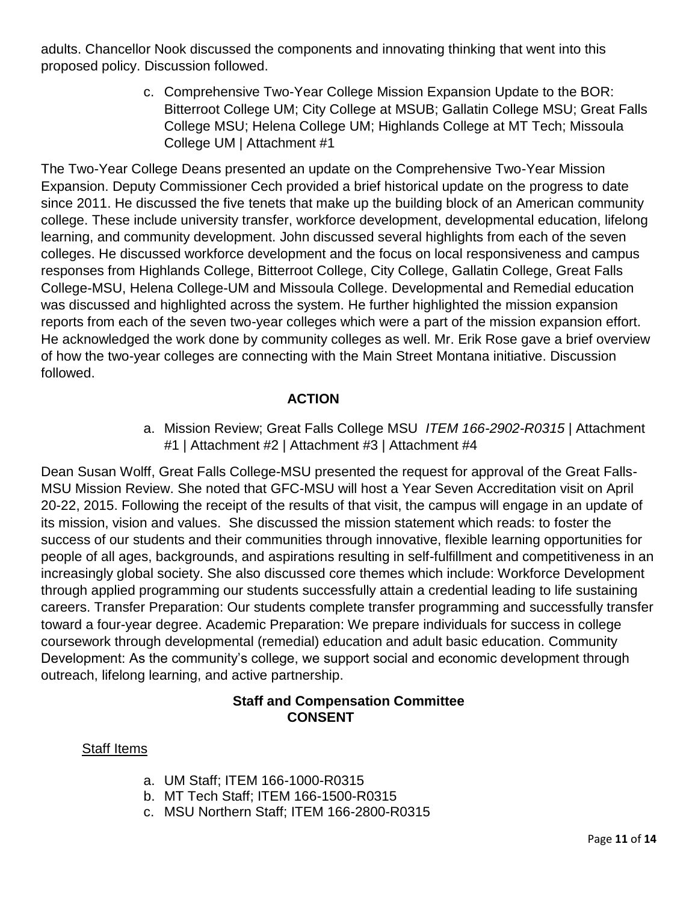adults. Chancellor Nook discussed the components and innovating thinking that went into this proposed policy. Discussion followed.

c. Comprehensive Two-Year College Mission Expansion Update to the BOR: Bitterroot College UM; City College at MSUB; Gallatin College MSU; Great Falls College MSU; Helena College UM; Highlands College at MT Tech; Missoula College UM | Attachment #1

The Two-Year College Deans presented an update on the Comprehensive Two-Year Mission Expansion. Deputy Commissioner Cech provided a brief historical update on the progress to date since 2011. He discussed the five tenets that make up the building block of an American community college. These include university transfer, workforce development, developmental education, lifelong learning, and community development. John discussed several highlights from each of the seven colleges. He discussed workforce development and the focus on local responsiveness and campus responses from Highlands College, Bitterroot College, City College, Gallatin College, Great Falls College-MSU, Helena College-UM and Missoula College. Developmental and Remedial education was discussed and highlighted across the system. He further highlighted the mission expansion reports from each of the seven two-year colleges which were a part of the mission expansion effort. He acknowledged the work done by community colleges as well. Mr. Erik Rose gave a brief overview of how the two-year colleges are connecting with the Main Street Montana initiative. Discussion followed.

**ACTION**

a. Mission Review; Great Falls College MSU *ITEM 166-2902-R0315* | Attachment #1 | Attachment #2 | Attachment #3 | Attachment #4

Dean Susan Wolff, Great Falls College-MSU presented the request for approval of the Great Falls-MSU Mission Review. She noted that GFC-MSU will host a Year Seven Accreditation visit on April 20-22, 2015. Following the receipt of the results of that visit, the campus will engage in an update of its mission, vision and values. She discussed the mission statement which reads: to foster the success of our students and their communities through innovative, flexible learning opportunities for people of all ages, backgrounds, and aspirations resulting in self-fulfillment and competitiveness in an increasingly global society. She also discussed core themes which include: Workforce Development through applied programming our students successfully attain a credential leading to life sustaining careers. Transfer Preparation: Our students complete transfer programming and successfully transfer toward a four-year degree. Academic Preparation: We prepare individuals for success in college coursework through developmental (remedial) education and adult basic education. Community Development: As the community's college, we support social and economic development through outreach, lifelong learning, and active partnership.

**Staff and Compensation Committee**
**CONSENT**

Staff Items

a. UM Staff; ITEM 166-1000-R0315
b. MT Tech Staff; ITEM 166-1500-R0315
c. MSU Northern Staff; ITEM 166-2800-R0315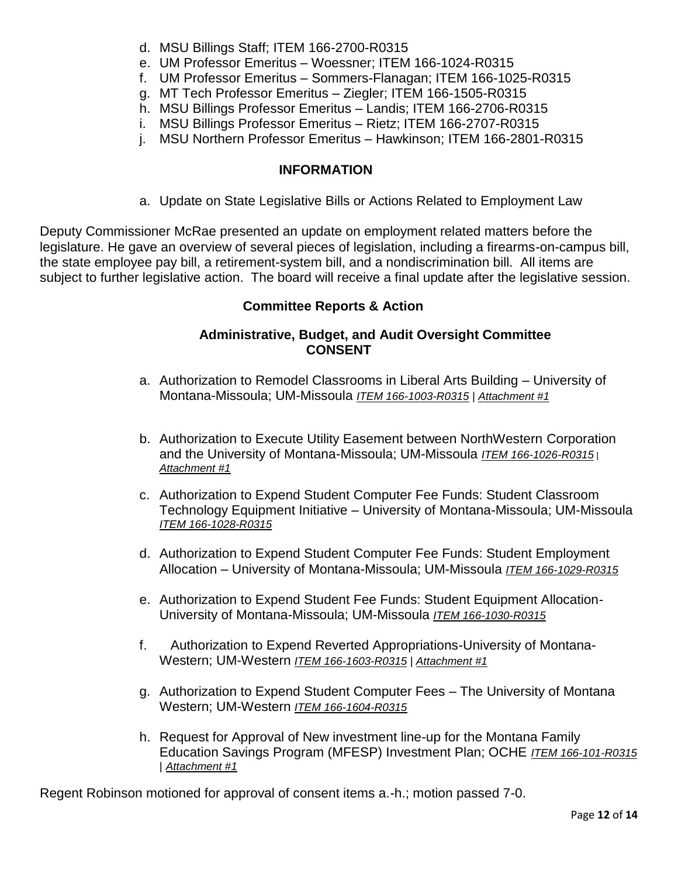d. MSU Billings Staff; ITEM 166-2700-R0315
e. UM Professor Emeritus – Woessner; ITEM 166-1024-R0315
f. UM Professor Emeritus – Sommers-Flanagan; ITEM 166-1025-R0315
g. MT Tech Professor Emeritus – Ziegler; ITEM 166-1505-R0315
h. MSU Billings Professor Emeritus – Landis; ITEM 166-2706-R0315
i. MSU Billings Professor Emeritus – Rietz; ITEM 166-2707-R0315
j. MSU Northern Professor Emeritus – Hawkinson; ITEM 166-2801-R0315

### INFORMATION

a. Update on State Legislative Bills or Actions Related to Employment Law

Deputy Commissioner McRae presented an update on employment related matters before the legislature. He gave an overview of several pieces of legislation, including a firearms-on-campus bill, the state employee pay bill, a retirement-system bill, and a nondiscrimination bill. All items are subject to further legislative action. The board will receive a final update after the legislative session.

### Committee Reports & Action

#### Administrative, Budget, and Audit Oversight Committee CONSENT

a. Authorization to Remodel Classrooms in Liberal Arts Building – University of Montana-Missoula; UM-Missoula *ITEM 166-1003-R0315* | *Attachment #1*

b. Authorization to Execute Utility Easement between NorthWestern Corporation and the University of Montana-Missoula; UM-Missoula *ITEM 166-1026-R0315* | *Attachment #1*

c. Authorization to Expend Student Computer Fee Funds: Student Classroom Technology Equipment Initiative – University of Montana-Missoula; UM-Missoula *ITEM 166-1028-R0315*

d. Authorization to Expend Student Computer Fee Funds: Student Employment Allocation – University of Montana-Missoula; UM-Missoula *ITEM 166-1029-R0315*

e. Authorization to Expend Student Fee Funds: Student Equipment Allocation-University of Montana-Missoula; UM-Missoula *ITEM 166-1030-R0315*

f. Authorization to Expend Reverted Appropriations-University of Montana-Western; UM-Western *ITEM 166-1603-R0315* | *Attachment #1*

g. Authorization to Expend Student Computer Fees – The University of Montana Western; UM-Western *ITEM 166-1604-R0315*

h. Request for Approval of New investment line-up for the Montana Family Education Savings Program (MFESP) Investment Plan; OCHE *ITEM 166-101-R0315* | *Attachment #1*

Regent Robinson motioned for approval of consent items a.-h.; motion passed 7-0.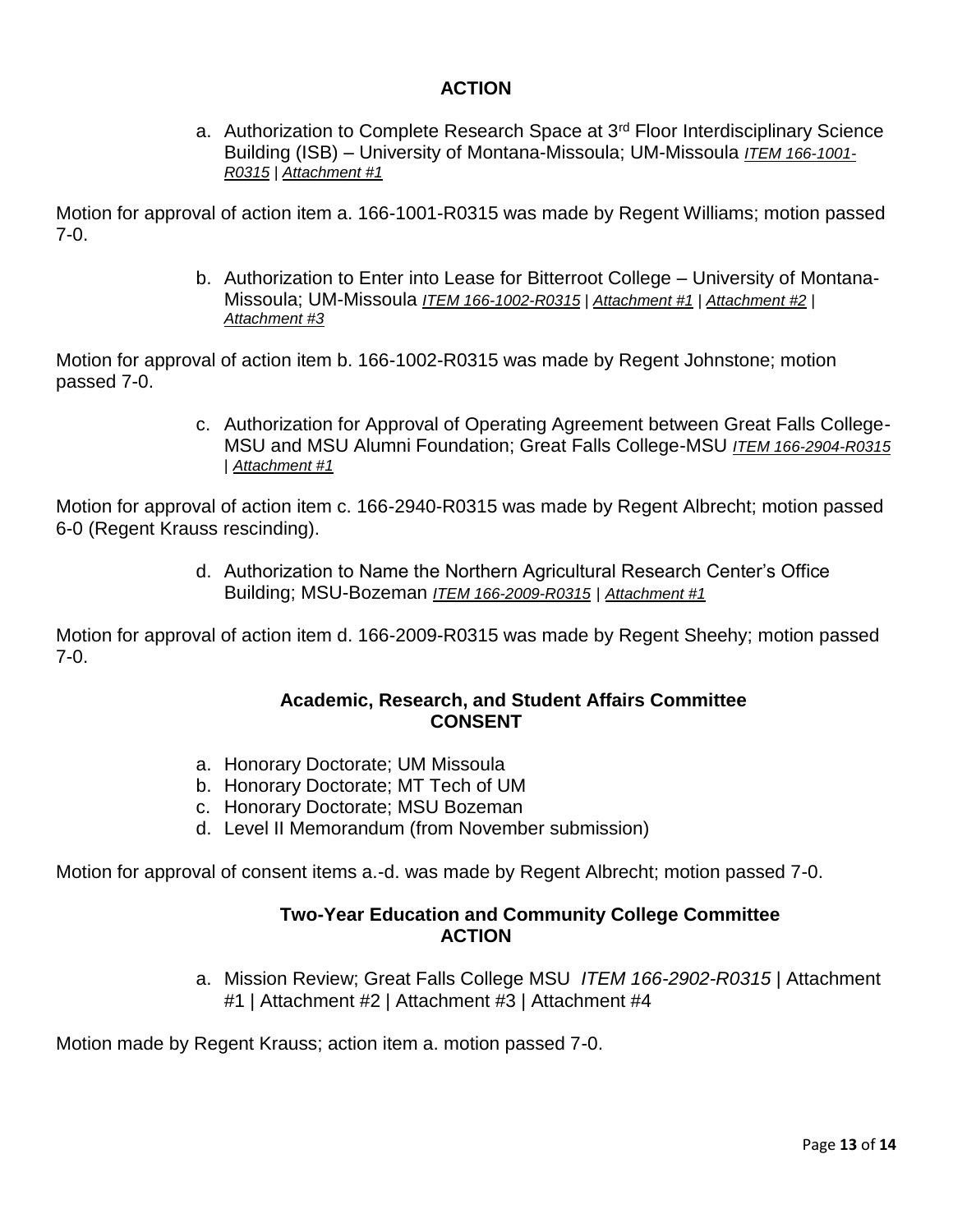**ACTION**

a. Authorization to Complete Research Space at 3rd Floor Interdisciplinary Science Building (ISB) – University of Montana-Missoula; UM-Missoula *ITEM 166-1001-R0315* | *Attachment #1*

Motion for approval of action item a. 166-1001-R0315 was made by Regent Williams; motion passed 7-0.

b. Authorization to Enter into Lease for Bitterroot College – University of Montana-Missoula; UM-Missoula *ITEM 166-1002-R0315* | *Attachment #1* | *Attachment #2* | *Attachment #3*

Motion for approval of action item b. 166-1002-R0315 was made by Regent Johnstone; motion passed 7-0.

c. Authorization for Approval of Operating Agreement between Great Falls College-MSU and MSU Alumni Foundation; Great Falls College-MSU *ITEM 166-2904-R0315* | *Attachment #1*

Motion for approval of action item c. 166-2940-R0315 was made by Regent Albrecht; motion passed 6-0 (Regent Krauss rescinding).

d. Authorization to Name the Northern Agricultural Research Center's Office Building; MSU-Bozeman *ITEM 166-2009-R0315* | *Attachment #1*

Motion for approval of action item d. 166-2009-R0315 was made by Regent Sheehy; motion passed 7-0.

**Academic, Research, and Student Affairs Committee**
**CONSENT**

a. Honorary Doctorate; UM Missoula
b. Honorary Doctorate; MT Tech of UM
c. Honorary Doctorate; MSU Bozeman
d. Level II Memorandum (from November submission)

Motion for approval of consent items a.-d. was made by Regent Albrecht; motion passed 7-0.

**Two-Year Education and Community College Committee**
**ACTION**

a. Mission Review; Great Falls College MSU *ITEM 166-2902-R0315* | Attachment #1 | Attachment #2 | Attachment #3 | Attachment #4

Motion made by Regent Krauss; action item a. motion passed 7-0.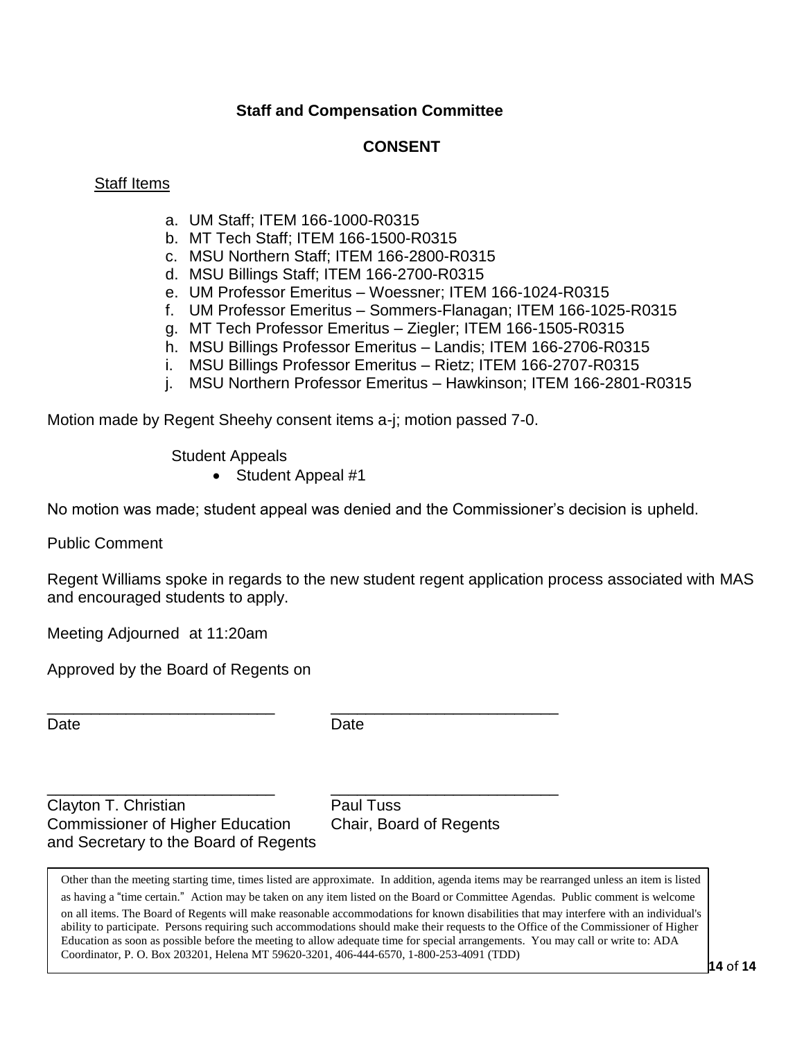**Staff and Compensation Committee**

**CONSENT**

Staff Items

a. UM Staff; ITEM 166-1000-R0315
b. MT Tech Staff; ITEM 166-1500-R0315
c. MSU Northern Staff; ITEM 166-2800-R0315
d. MSU Billings Staff; ITEM 166-2700-R0315
e. UM Professor Emeritus – Woessner; ITEM 166-1024-R0315
f. UM Professor Emeritus – Sommers-Flanagan; ITEM 166-1025-R0315
g. MT Tech Professor Emeritus – Ziegler; ITEM 166-1505-R0315
h. MSU Billings Professor Emeritus – Landis; ITEM 166-2706-R0315
i. MSU Billings Professor Emeritus – Rietz; ITEM 166-2707-R0315
j. MSU Northern Professor Emeritus – Hawkinson; ITEM 166-2801-R0315

Motion made by Regent Sheehy consent items a-j; motion passed 7-0.

Student Appeals

- Student Appeal #1

No motion was made; student appeal was denied and the Commissioner's decision is upheld.

Public Comment

Regent Williams spoke in regards to the new student regent application process associated with MAS and encouraged students to apply.

Meeting Adjourned at 11:20am

Approved by the Board of Regents on

| | |
|---|---|
| \_\_\_\_\_\_\_\_\_\_\_\_\_\_\_\_\_\_\_\_\_\_\_\_\_\_ | \_\_\_\_\_\_\_\_\_\_\_\_\_\_\_\_\_\_\_\_\_\_\_\_\_\_ |
| Date | Date |
| \_\_\_\_\_\_\_\_\_\_\_\_\_\_\_\_\_\_\_\_\_\_\_\_\_\_ | \_\_\_\_\_\_\_\_\_\_\_\_\_\_\_\_\_\_\_\_\_\_\_\_\_\_ |
| Clayton T. Christian<br>Commissioner of Higher Education<br>and Secretary to the Board of Regents | Paul Tuss<br>Chair, Board of Regents |

Other than the meeting starting time, times listed are approximate. In addition, agenda items may be rearranged unless an item is listed as having a "time certain." Action may be taken on any item listed on the Board or Committee Agendas. Public comment is welcome on all items. The Board of Regents will make reasonable accommodations for known disabilities that may interfere with an individual's ability to participate. Persons requiring such accommodations should make their requests to the Office of the Commissioner of Higher Education as soon as possible before the meeting to allow adequate time for special arrangements. You may call or write to: ADA Coordinator, P. O. Box 203201, Helena MT 59620-3201, 406-444-6570, 1-800-253-4091 (TDD)